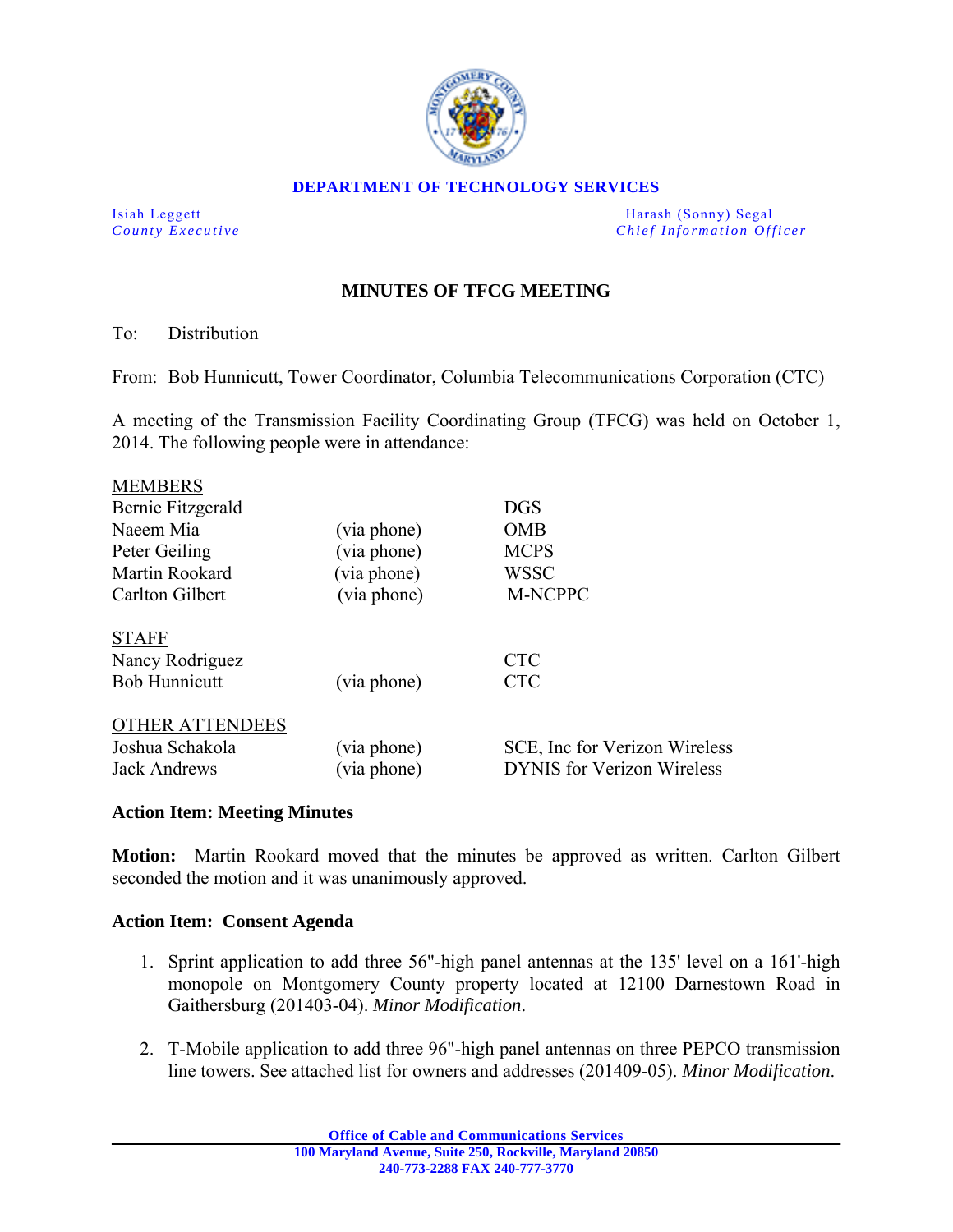**DEPARTMENT OF TECHNOLOGY SERVICES**

| | |
|---|---|
| Isiah Leggett<br>*County Executive* | Harash (Sonny) Segal<br>*Chief Information Officer* |

## MINUTES OF TFCG MEETING

To: Distribution

From: Bob Hunnicutt, Tower Coordinator, Columbia Telecommunications Corporation (CTC)

A meeting of the Transmission Facility Coordinating Group (TFCG) was held on October 1, 2014. The following people were in attendance:

| | | |
|---|---|---|
| <u>MEMBERS</u> | | |
| Bernie Fitzgerald | | DGS |
| Naeem Mia | (via phone) | OMB |
| Peter Geiling | (via phone) | MCPS |
| Martin Rookard | (via phone) | WSSC |
| Carlton Gilbert | (via phone) | M-NCPPC |
| <u>STAFF</u> | | |
| Nancy Rodriguez | | CTC |
| Bob Hunnicutt | (via phone) | CTC |
| <u>OTHER ATTENDEES</u> | | |
| Joshua Schakola | (via phone) | SCE, Inc for Verizon Wireless |
| Jack Andrews | (via phone) | DYNIS for Verizon Wireless |

**Action Item: Meeting Minutes**

**Motion:** Martin Rookard moved that the minutes be approved as written. Carlton Gilbert seconded the motion and it was unanimously approved.

**Action Item: Consent Agenda**

1. Sprint application to add three 56"-high panel antennas at the 135' level on a 161'-high monopole on Montgomery County property located at 12100 Darnestown Road in Gaithersburg (201403-04). *Minor Modification*.

2. T-Mobile application to add three 96"-high panel antennas on three PEPCO transmission line towers. See attached list for owners and addresses (201409-05). *Minor Modification*.

Office of Cable and Communications Services
100 Maryland Avenue, Suite 250, Rockville, Maryland 20850
240-773-2288 FAX 240-777-3770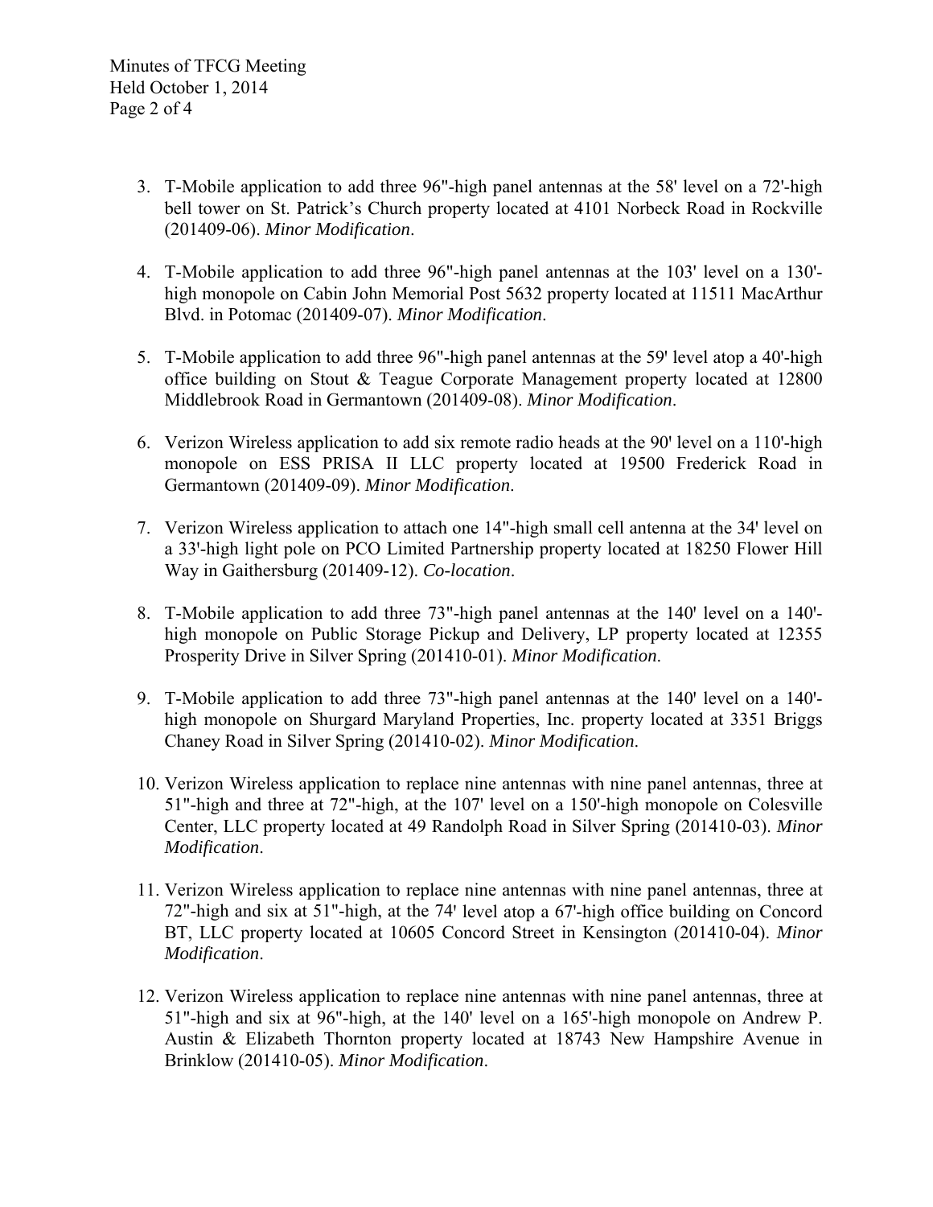3. T-Mobile application to add three 96"-high panel antennas at the 58' level on a 72'-high bell tower on St. Patrick's Church property located at 4101 Norbeck Road in Rockville (201409-06). *Minor Modification*.

4. T-Mobile application to add three 96"-high panel antennas at the 103' level on a 130'-high monopole on Cabin John Memorial Post 5632 property located at 11511 MacArthur Blvd. in Potomac (201409-07). *Minor Modification*.

5. T-Mobile application to add three 96"-high panel antennas at the 59' level atop a 40'-high office building on Stout & Teague Corporate Management property located at 12800 Middlebrook Road in Germantown (201409-08). *Minor Modification*.

6. Verizon Wireless application to add six remote radio heads at the 90' level on a 110'-high monopole on ESS PRISA II LLC property located at 19500 Frederick Road in Germantown (201409-09). *Minor Modification*.

7. Verizon Wireless application to attach one 14"-high small cell antenna at the 34' level on a 33'-high light pole on PCO Limited Partnership property located at 18250 Flower Hill Way in Gaithersburg (201409-12). *Co-location*.

8. T-Mobile application to add three 73"-high panel antennas at the 140' level on a 140'-high monopole on Public Storage Pickup and Delivery, LP property located at 12355 Prosperity Drive in Silver Spring (201410-01). *Minor Modification*.

9. T-Mobile application to add three 73"-high panel antennas at the 140' level on a 140'-high monopole on Shurgard Maryland Properties, Inc. property located at 3351 Briggs Chaney Road in Silver Spring (201410-02). *Minor Modification*.

10. Verizon Wireless application to replace nine antennas with nine panel antennas, three at 51"-high and three at 72"-high, at the 107' level on a 150'-high monopole on Colesville Center, LLC property located at 49 Randolph Road in Silver Spring (201410-03). *Minor Modification*.

11. Verizon Wireless application to replace nine antennas with nine panel antennas, three at 72"-high and six at 51"-high, at the 74' level atop a 67'-high office building on Concord BT, LLC property located at 10605 Concord Street in Kensington (201410-04). *Minor Modification*.

12. Verizon Wireless application to replace nine antennas with nine panel antennas, three at 51"-high and six at 96"-high, at the 140' level on a 165'-high monopole on Andrew P. Austin & Elizabeth Thornton property located at 18743 New Hampshire Avenue in Brinklow (201410-05). *Minor Modification*.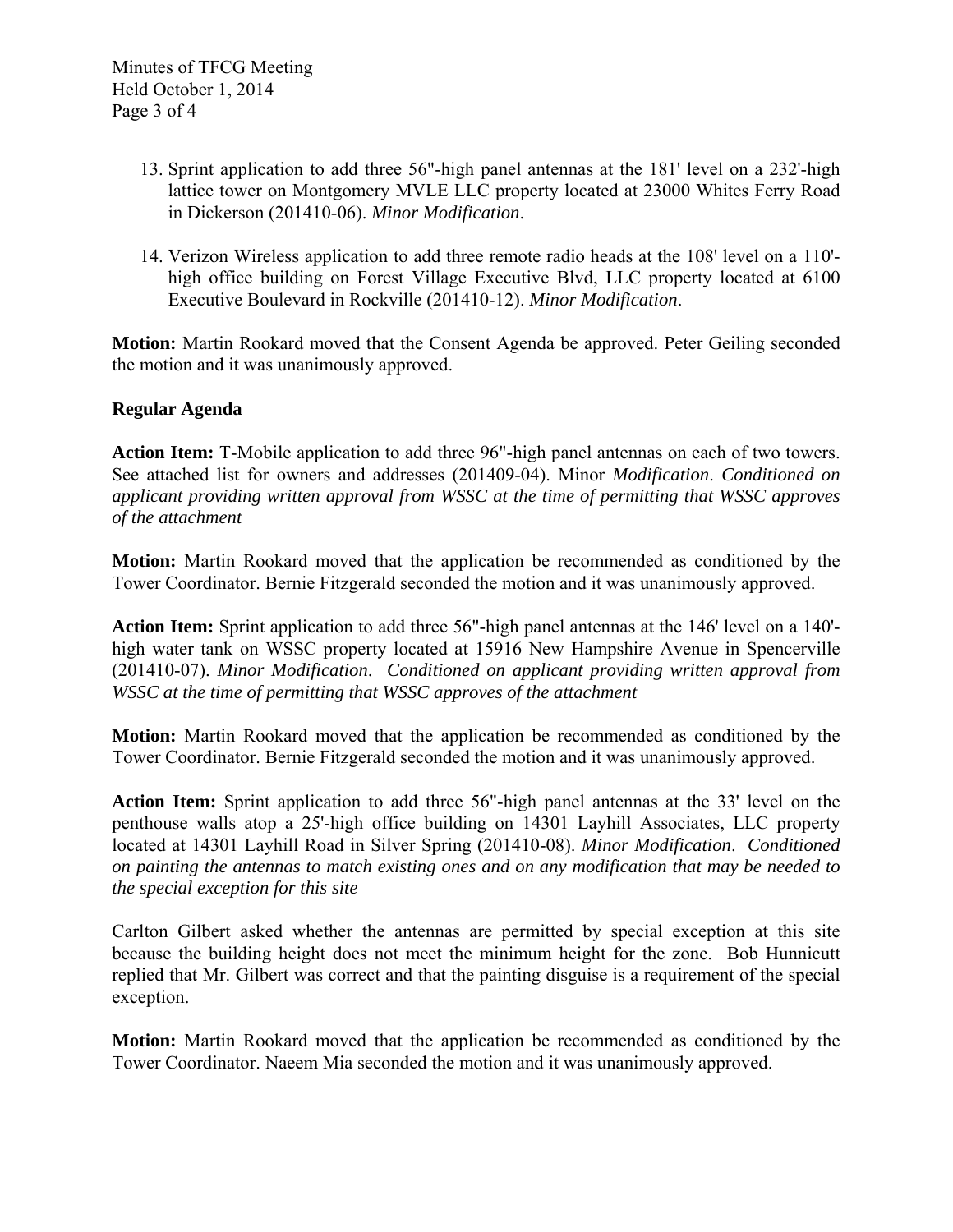13. Sprint application to add three 56"-high panel antennas at the 181' level on a 232'-high lattice tower on Montgomery MVLE LLC property located at 23000 Whites Ferry Road in Dickerson (201410-06). *Minor Modification*.

14. Verizon Wireless application to add three remote radio heads at the 108' level on a 110'-high office building on Forest Village Executive Blvd, LLC property located at 6100 Executive Boulevard in Rockville (201410-12). *Minor Modification*.

**Motion:** Martin Rookard moved that the Consent Agenda be approved. Peter Geiling seconded the motion and it was unanimously approved.

**Regular Agenda**

**Action Item:** T-Mobile application to add three 96"-high panel antennas on each of two towers. See attached list for owners and addresses (201409-04). Minor *Modification*. *Conditioned on applicant providing written approval from WSSC at the time of permitting that WSSC approves of the attachment*

**Motion:** Martin Rookard moved that the application be recommended as conditioned by the Tower Coordinator. Bernie Fitzgerald seconded the motion and it was unanimously approved.

**Action Item:** Sprint application to add three 56"-high panel antennas at the 146' level on a 140'-high water tank on WSSC property located at 15916 New Hampshire Avenue in Spencerville (201410-07). *Minor Modification*. *Conditioned on applicant providing written approval from WSSC at the time of permitting that WSSC approves of the attachment*

**Motion:** Martin Rookard moved that the application be recommended as conditioned by the Tower Coordinator. Bernie Fitzgerald seconded the motion and it was unanimously approved.

**Action Item:** Sprint application to add three 56"-high panel antennas at the 33' level on the penthouse walls atop a 25'-high office building on 14301 Layhill Associates, LLC property located at 14301 Layhill Road in Silver Spring (201410-08). *Minor Modification*. *Conditioned on painting the antennas to match existing ones and on any modification that may be needed to the special exception for this site*

Carlton Gilbert asked whether the antennas are permitted by special exception at this site because the building height does not meet the minimum height for the zone. Bob Hunnicutt replied that Mr. Gilbert was correct and that the painting disguise is a requirement of the special exception.

**Motion:** Martin Rookard moved that the application be recommended as conditioned by the Tower Coordinator. Naeem Mia seconded the motion and it was unanimously approved.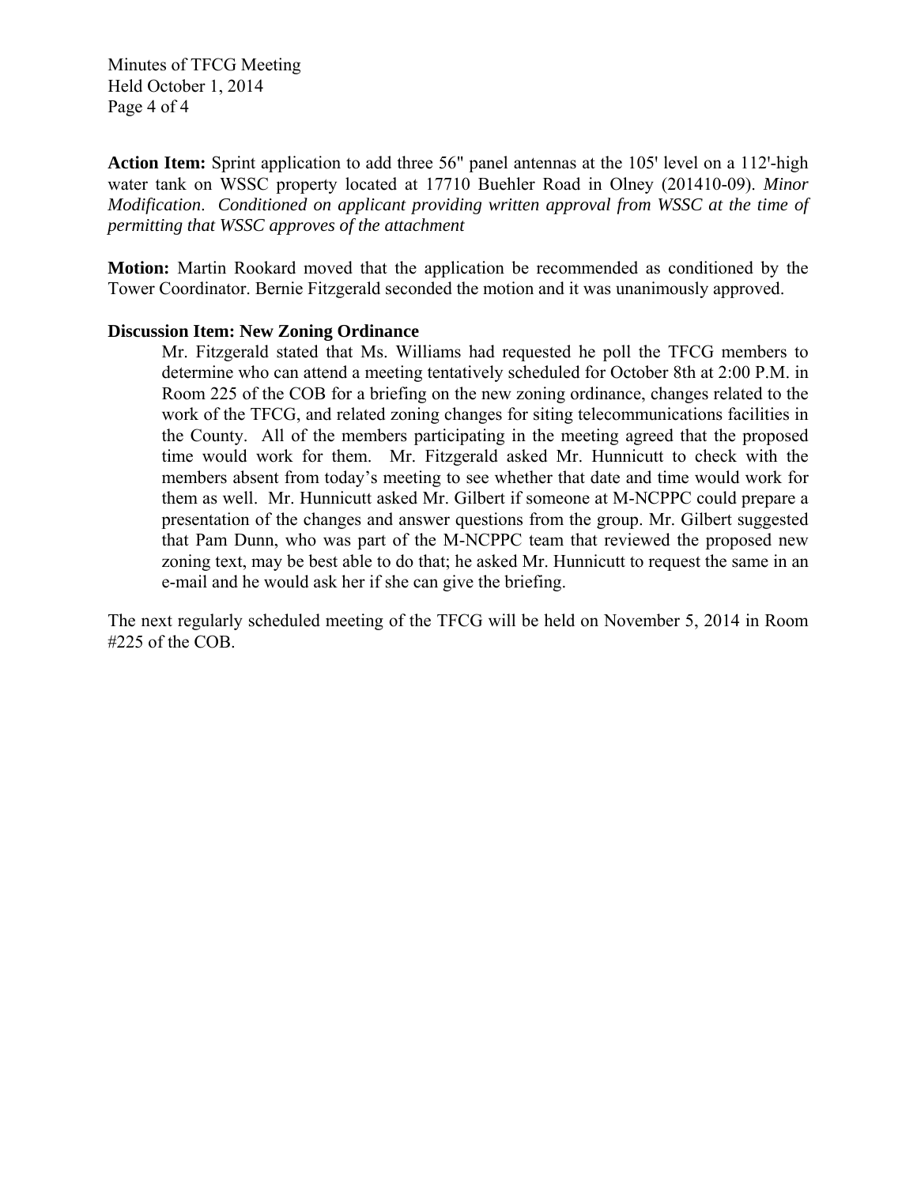**Action Item:** Sprint application to add three 56" panel antennas at the 105' level on a 112'-high water tank on WSSC property located at 17710 Buehler Road in Olney (201410-09). *Minor Modification. Conditioned on applicant providing written approval from WSSC at the time of permitting that WSSC approves of the attachment*

**Motion:** Martin Rookard moved that the application be recommended as conditioned by the Tower Coordinator. Bernie Fitzgerald seconded the motion and it was unanimously approved.

**Discussion Item: New Zoning Ordinance**

Mr. Fitzgerald stated that Ms. Williams had requested he poll the TFCG members to determine who can attend a meeting tentatively scheduled for October 8th at 2:00 P.M. in Room 225 of the COB for a briefing on the new zoning ordinance, changes related to the work of the TFCG, and related zoning changes for siting telecommunications facilities in the County. All of the members participating in the meeting agreed that the proposed time would work for them. Mr. Fitzgerald asked Mr. Hunnicutt to check with the members absent from today's meeting to see whether that date and time would work for them as well. Mr. Hunnicutt asked Mr. Gilbert if someone at M-NCPPC could prepare a presentation of the changes and answer questions from the group. Mr. Gilbert suggested that Pam Dunn, who was part of the M-NCPPC team that reviewed the proposed new zoning text, may be best able to do that; he asked Mr. Hunnicutt to request the same in an e-mail and he would ask her if she can give the briefing.

The next regularly scheduled meeting of the TFCG will be held on November 5, 2014 in Room #225 of the COB.